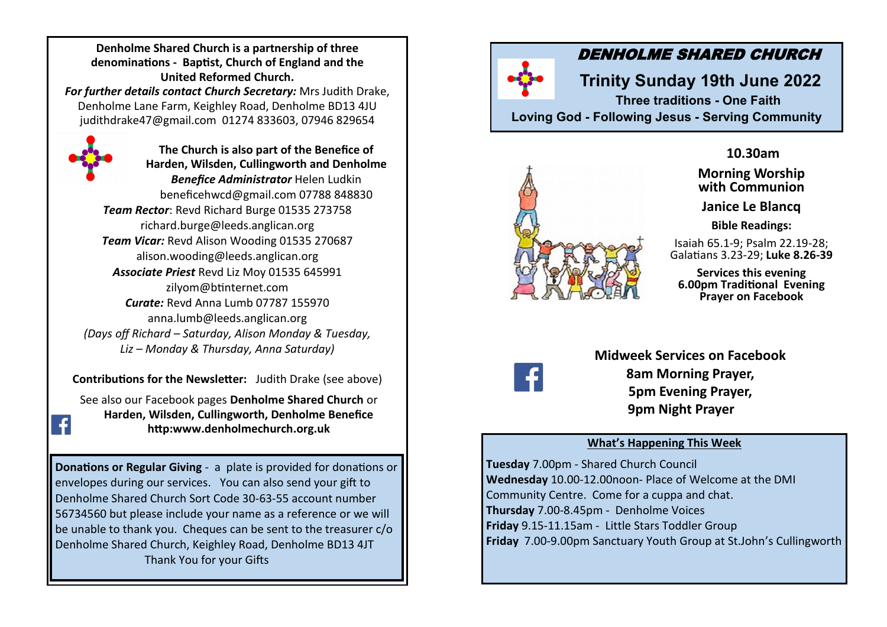**Denholme Shared Church is a partnership of three denominations - Baptist, Church of England and the United Reformed Church.**

***For further details contact Church Secretary:*** Mrs Judith Drake, Denholme Lane Farm, Keighley Road, Denholme BD13 4JU
judithdrake47@gmail.com 01274 833603, 07946 829654

**The Church is also part of the Benefice of Harden, Wilsden, Cullingworth and Denholme**

***Benefice Administrator*** Helen Ludkin
beneficehwcd@gmail.com 07788 848830

***Team Rector***: Revd Richard Burge 01535 273758
richard.burge@leeds.anglican.org

***Team Vicar:*** Revd Alison Wooding 01535 270687
alison.wooding@leeds.anglican.org

***Associate Priest*** Revd Liz Moy 01535 645991
zilyom@btinternet.com

***Curate:*** Revd Anna Lumb 07787 155970
anna.lumb@leeds.anglican.org

*(Days off Richard – Saturday, Alison Monday & Tuesday, Liz – Monday & Thursday, Anna Saturday)*

**Contributions for the Newsletter:** Judith Drake (see above)

See also our Facebook pages **Denholme Shared Church** or **Harden, Wilsden, Cullingworth, Denholme Benefice**
**http:www.denholmechurch.org.uk**

**Donations or Regular Giving** - a plate is provided for donations or envelopes during our services. You can also send your gift to Denholme Shared Church Sort Code 30-63-55 account number 56734560 but please include your name as a reference or we will be unable to thank you. Cheques can be sent to the treasurer c/o Denholme Shared Church, Keighley Road, Denholme BD13 4JT

Thank You for your Gifts

# DENHOLME SHARED CHURCH

## Trinity Sunday 19th June 2022

**Three traditions - One Faith**

**Loving God - Following Jesus - Serving Community**

**10.30am**

**Morning Worship with Communion**

**Janice Le Blancq**

**Bible Readings:**

Isaiah 65.1-9; Psalm 22.19-28; Galatians 3.23-29; **Luke 8.26-39**

**Services this evening**
**6.00pm Traditional Evening Prayer on Facebook**

**Midweek Services on Facebook**
**8am Morning Prayer,**
**5pm Evening Prayer,**
**9pm Night Prayer**

**What's Happening This Week**

**Tuesday** 7.00pm - Shared Church Council
**Wednesday** 10.00-12.00noon- Place of Welcome at the DMI Community Centre. Come for a cuppa and chat.
**Thursday** 7.00-8.45pm - Denholme Voices
**Friday** 9.15-11.15am - Little Stars Toddler Group
**Friday** 7.00-9.00pm Sanctuary Youth Group at St.John's Cullingworth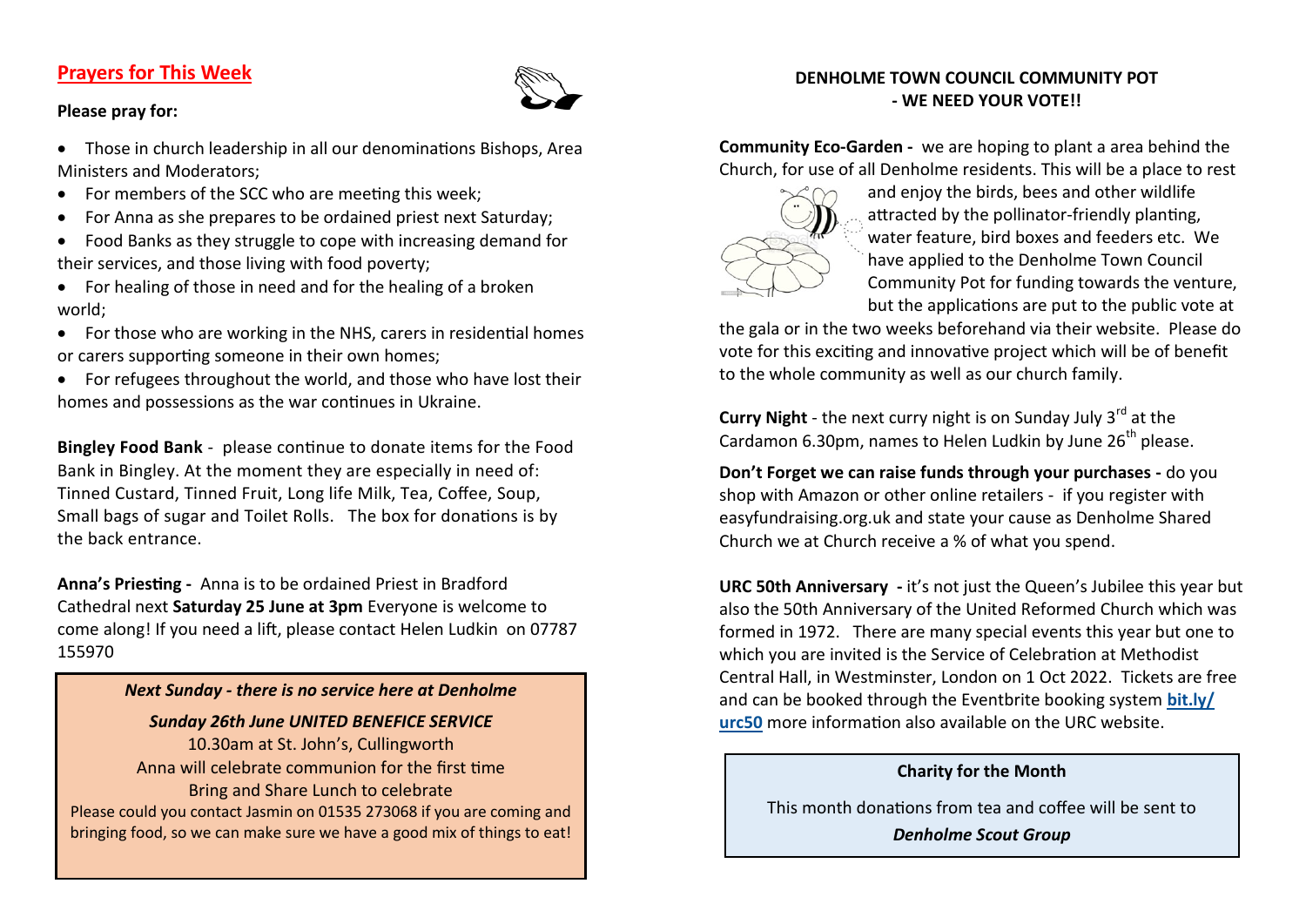## Prayers for This Week

**Please pray for:**

- Those in church leadership in all our denominations Bishops, Area Ministers and Moderators;
- For members of the SCC who are meeting this week;
- For Anna as she prepares to be ordained priest next Saturday;
- Food Banks as they struggle to cope with increasing demand for their services, and those living with food poverty;
- For healing of those in need and for the healing of a broken world;
- For those who are working in the NHS, carers in residential homes or carers supporting someone in their own homes;
- For refugees throughout the world, and those who have lost their homes and possessions as the war continues in Ukraine.

**Bingley Food Bank** - please continue to donate items for the Food Bank in Bingley. At the moment they are especially in need of: Tinned Custard, Tinned Fruit, Long life Milk, Tea, Coffee, Soup, Small bags of sugar and Toilet Rolls. The box for donations is by the back entrance.

**Anna's Priesting -** Anna is to be ordained Priest in Bradford Cathedral next **Saturday 25 June at 3pm** Everyone is welcome to come along! If you need a lift, please contact Helen Ludkin on 07787 155970

***Next Sunday - there is no service here at Denholme***

***Sunday 26th June UNITED BENEFICE SERVICE***

10.30am at St. John's, Cullingworth

Anna will celebrate communion for the first time

Bring and Share Lunch to celebrate

Please could you contact Jasmin on 01535 273068 if you are coming and bringing food, so we can make sure we have a good mix of things to eat!

**DENHOLME TOWN COUNCIL COMMUNITY POT - WE NEED YOUR VOTE!!**

**Community Eco-Garden -** we are hoping to plant a area behind the Church, for use of all Denholme residents. This will be a place to rest and enjoy the birds, bees and other wildlife attracted by the pollinator-friendly planting, water feature, bird boxes and feeders etc. We have applied to the Denholme Town Council Community Pot for funding towards the venture, but the applications are put to the public vote at the gala or in the two weeks beforehand via their website. Please do vote for this exciting and innovative project which will be of benefit to the whole community as well as our church family.

**Curry Night** - the next curry night is on Sunday July 3rd at the Cardamon 6.30pm, names to Helen Ludkin by June 26th please.

**Don't Forget we can raise funds through your purchases -** do you shop with Amazon or other online retailers - if you register with easyfundraising.org.uk and state your cause as Denholme Shared Church we at Church receive a % of what you spend.

**URC 50th Anniversary -** it's not just the Queen's Jubilee this year but also the 50th Anniversary of the United Reformed Church which was formed in 1972. There are many special events this year but one to which you are invited is the Service of Celebration at Methodist Central Hall, in Westminster, London on 1 Oct 2022. Tickets are free and can be booked through the Eventbrite booking system **bit.ly/urc50** more information also available on the URC website.

**Charity for the Month**

This month donations from tea and coffee will be sent to

***Denholme Scout Group***